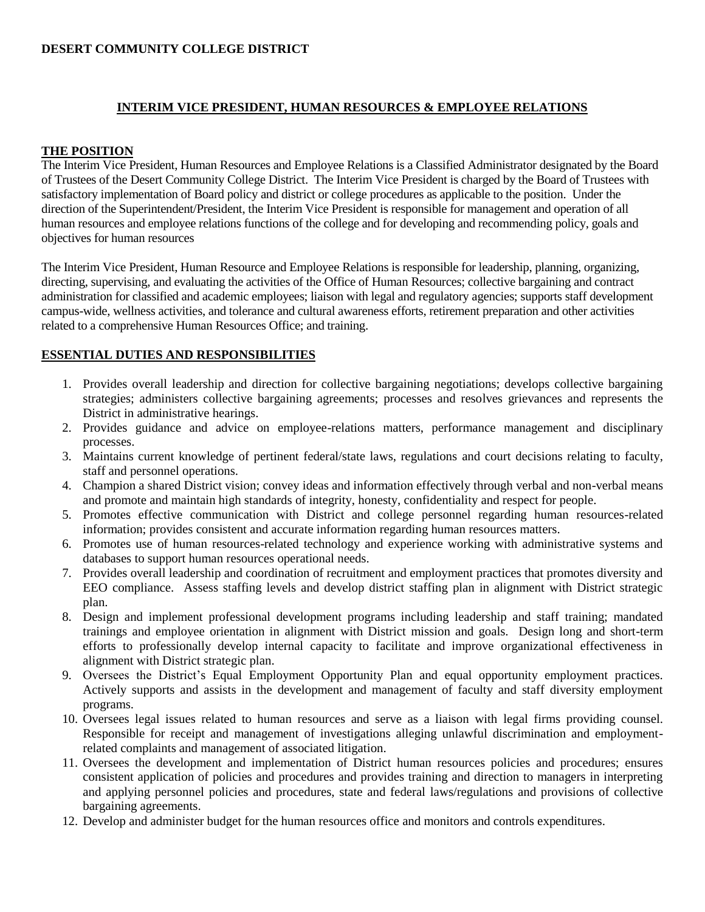**DESERT COMMUNITY COLLEGE DISTRICT**

# INTERIM VICE PRESIDENT, HUMAN RESOURCES & EMPLOYEE RELATIONS

## THE POSITION

The Interim Vice President, Human Resources and Employee Relations is a Classified Administrator designated by the Board of Trustees of the Desert Community College District. The Interim Vice President is charged by the Board of Trustees with satisfactory implementation of Board policy and district or college procedures as applicable to the position. Under the direction of the Superintendent/President, the Interim Vice President is responsible for management and operation of all human resources and employee relations functions of the college and for developing and recommending policy, goals and objectives for human resources

The Interim Vice President, Human Resource and Employee Relations is responsible for leadership, planning, organizing, directing, supervising, and evaluating the activities of the Office of Human Resources; collective bargaining and contract administration for classified and academic employees; liaison with legal and regulatory agencies; supports staff development campus-wide, wellness activities, and tolerance and cultural awareness efforts, retirement preparation and other activities related to a comprehensive Human Resources Office; and training.

## ESSENTIAL DUTIES AND RESPONSIBILITIES

1. Provides overall leadership and direction for collective bargaining negotiations; develops collective bargaining strategies; administers collective bargaining agreements; processes and resolves grievances and represents the District in administrative hearings.
2. Provides guidance and advice on employee-relations matters, performance management and disciplinary processes.
3. Maintains current knowledge of pertinent federal/state laws, regulations and court decisions relating to faculty, staff and personnel operations.
4. Champion a shared District vision; convey ideas and information effectively through verbal and non-verbal means and promote and maintain high standards of integrity, honesty, confidentiality and respect for people.
5. Promotes effective communication with District and college personnel regarding human resources-related information; provides consistent and accurate information regarding human resources matters.
6. Promotes use of human resources-related technology and experience working with administrative systems and databases to support human resources operational needs.
7. Provides overall leadership and coordination of recruitment and employment practices that promotes diversity and EEO compliance. Assess staffing levels and develop district staffing plan in alignment with District strategic plan.
8. Design and implement professional development programs including leadership and staff training; mandated trainings and employee orientation in alignment with District mission and goals. Design long and short-term efforts to professionally develop internal capacity to facilitate and improve organizational effectiveness in alignment with District strategic plan.
9. Oversees the District's Equal Employment Opportunity Plan and equal opportunity employment practices. Actively supports and assists in the development and management of faculty and staff diversity employment programs.
10. Oversees legal issues related to human resources and serve as a liaison with legal firms providing counsel. Responsible for receipt and management of investigations alleging unlawful discrimination and employment-related complaints and management of associated litigation.
11. Oversees the development and implementation of District human resources policies and procedures; ensures consistent application of policies and procedures and provides training and direction to managers in interpreting and applying personnel policies and procedures, state and federal laws/regulations and provisions of collective bargaining agreements.
12. Develop and administer budget for the human resources office and monitors and controls expenditures.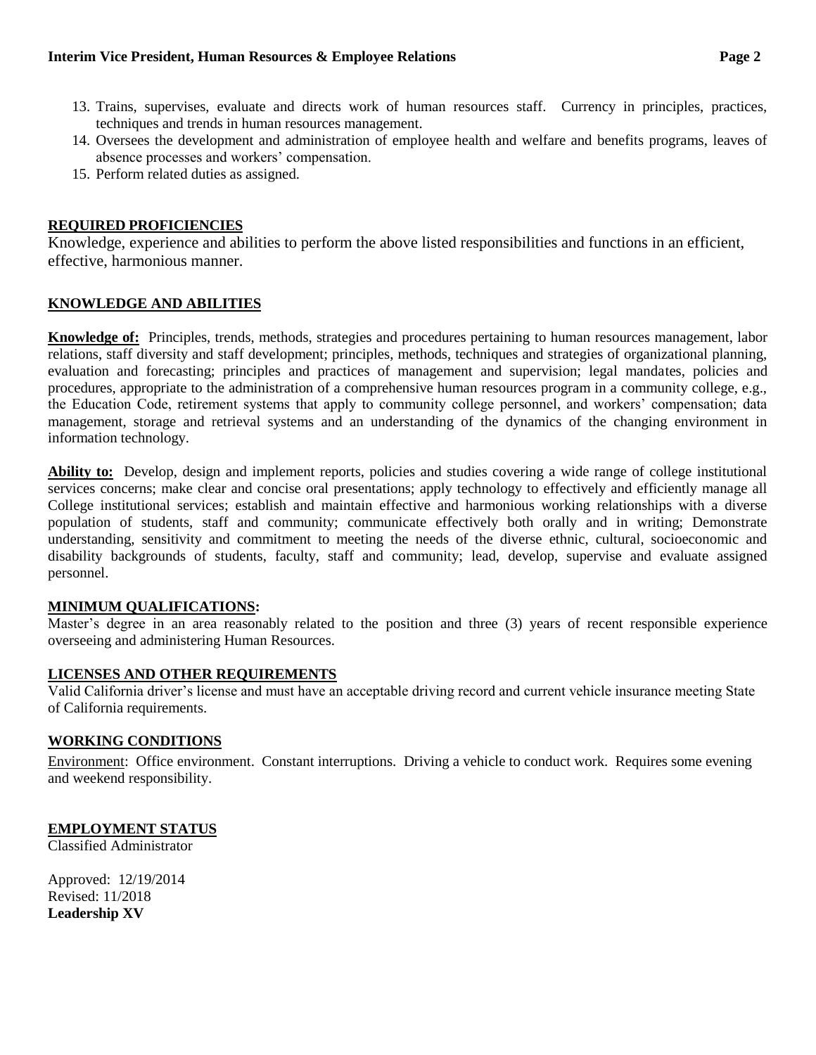13. Trains, supervises, evaluate and directs work of human resources staff. Currency in principles, practices, techniques and trends in human resources management.
14. Oversees the development and administration of employee health and welfare and benefits programs, leaves of absence processes and workers' compensation.
15. Perform related duties as assigned.

## REQUIRED PROFICIENCIES

Knowledge, experience and abilities to perform the above listed responsibilities and functions in an efficient, effective, harmonious manner.

## KNOWLEDGE AND ABILITIES

**Knowledge of:** Principles, trends, methods, strategies and procedures pertaining to human resources management, labor relations, staff diversity and staff development; principles, methods, techniques and strategies of organizational planning, evaluation and forecasting; principles and practices of management and supervision; legal mandates, policies and procedures, appropriate to the administration of a comprehensive human resources program in a community college, e.g., the Education Code, retirement systems that apply to community college personnel, and workers' compensation; data management, storage and retrieval systems and an understanding of the dynamics of the changing environment in information technology.

**Ability to:** Develop, design and implement reports, policies and studies covering a wide range of college institutional services concerns; make clear and concise oral presentations; apply technology to effectively and efficiently manage all College institutional services; establish and maintain effective and harmonious working relationships with a diverse population of students, staff and community; communicate effectively both orally and in writing; Demonstrate understanding, sensitivity and commitment to meeting the needs of the diverse ethnic, cultural, socioeconomic and disability backgrounds of students, faculty, staff and community; lead, develop, supervise and evaluate assigned personnel.

## MINIMUM QUALIFICATIONS:

Master's degree in an area reasonably related to the position and three (3) years of recent responsible experience overseeing and administering Human Resources.

## LICENSES AND OTHER REQUIREMENTS

Valid California driver's license and must have an acceptable driving record and current vehicle insurance meeting State of California requirements.

## WORKING CONDITIONS

Environment: Office environment. Constant interruptions. Driving a vehicle to conduct work. Requires some evening and weekend responsibility.

## EMPLOYMENT STATUS

Classified Administrator

Approved: 12/19/2014
Revised: 11/2018
**Leadership XV**